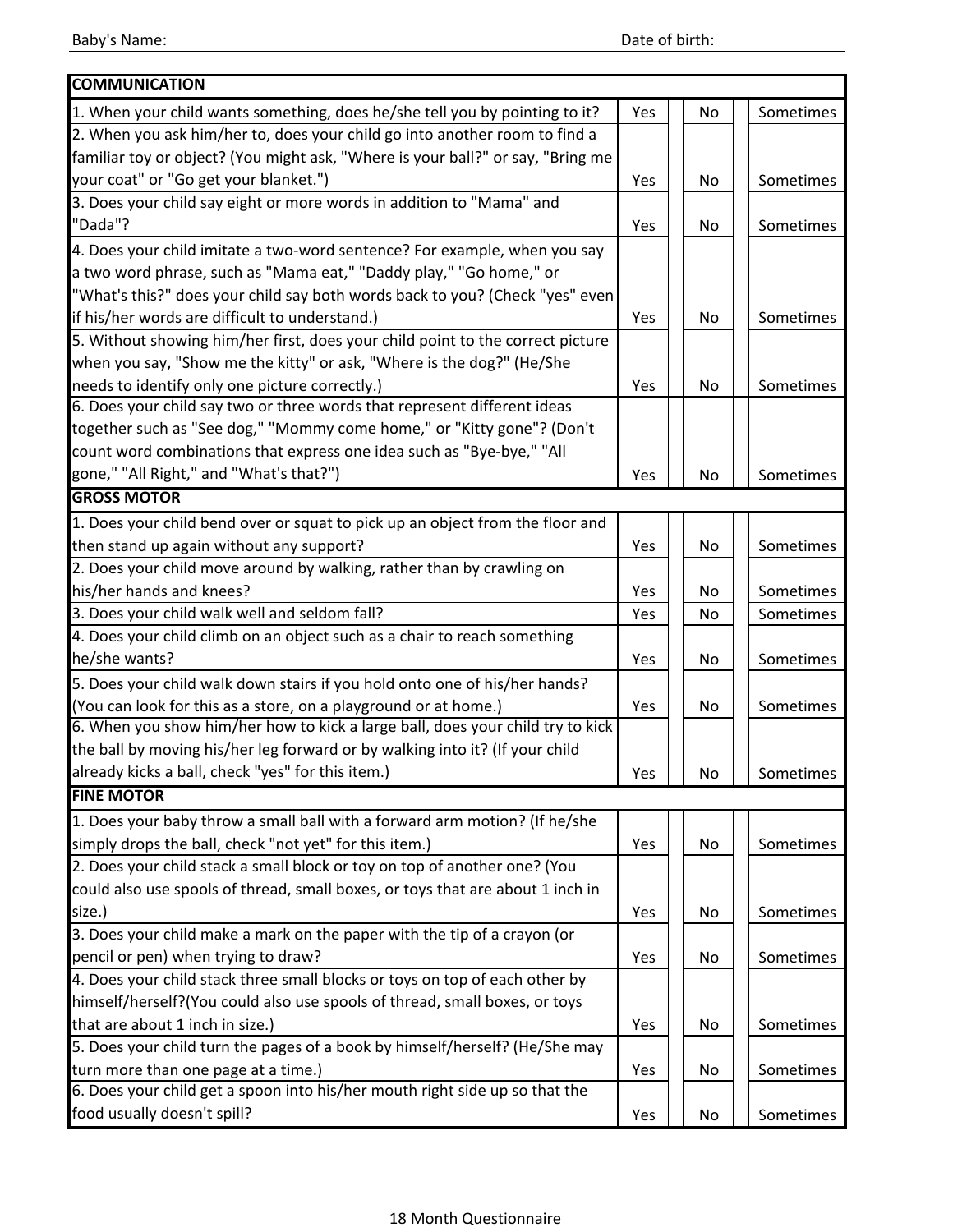Baby's Name: Date of birth:

| COMMUNICATION | | | |
|---|---|---|---|
| 1. When your child wants something, does he/she tell you by pointing to it? | Yes | No | Sometimes |
| 2. When you ask him/her to, does your child go into another room to find a familiar toy or object? (You might ask, "Where is your ball?" or say, "Bring me your coat" or "Go get your blanket.") | Yes | No | Sometimes |
| 3. Does your child say eight or more words in addition to "Mama" and "Dada"? | Yes | No | Sometimes |
| 4. Does your child imitate a two-word sentence? For example, when you say a two word phrase, such as "Mama eat," "Daddy play," "Go home," or "What's this?" does your child say both words back to you? (Check "yes" even if his/her words are difficult to understand.) | Yes | No | Sometimes |
| 5. Without showing him/her first, does your child point to the correct picture when you say, "Show me the kitty" or ask, "Where is the dog?" (He/She needs to identify only one picture correctly.) | Yes | No | Sometimes |
| 6. Does your child say two or three words that represent different ideas together such as "See dog," "Mommy come home," or "Kitty gone"? (Don't count word combinations that express one idea such as "Bye-bye," "All gone," "All Right," and "What's that?") | Yes | No | Sometimes |
| **GROSS MOTOR** | | | |
| 1. Does your child bend over or squat to pick up an object from the floor and then stand up again without any support? | Yes | No | Sometimes |
| 2. Does your child move around by walking, rather than by crawling on his/her hands and knees? | Yes | No | Sometimes |
| 3. Does your child walk well and seldom fall? | Yes | No | Sometimes |
| 4. Does your child climb on an object such as a chair to reach something he/she wants? | Yes | No | Sometimes |
| 5. Does your child walk down stairs if you hold onto one of his/her hands? (You can look for this as a store, on a playground or at home.) | Yes | No | Sometimes |
| 6. When you show him/her how to kick a large ball, does your child try to kick the ball by moving his/her leg forward or by walking into it? (If your child already kicks a ball, check "yes" for this item.) | Yes | No | Sometimes |
| **FINE MOTOR** | | | |
| 1. Does your baby throw a small ball with a forward arm motion? (If he/she simply drops the ball, check "not yet" for this item.) | Yes | No | Sometimes |
| 2. Does your child stack a small block or toy on top of another one? (You could also use spools of thread, small boxes, or toys that are about 1 inch in size.) | Yes | No | Sometimes |
| 3. Does your child make a mark on the paper with the tip of a crayon (or pencil or pen) when trying to draw? | Yes | No | Sometimes |
| 4. Does your child stack three small blocks or toys on top of each other by himself/herself?(You could also use spools of thread, small boxes, or toys that are about 1 inch in size.) | Yes | No | Sometimes |
| 5. Does your child turn the pages of a book by himself/herself? (He/She may turn more than one page at a time.) | Yes | No | Sometimes |
| 6. Does your child get a spoon into his/her mouth right side up so that the food usually doesn't spill? | Yes | No | Sometimes |

18 Month Questionnaire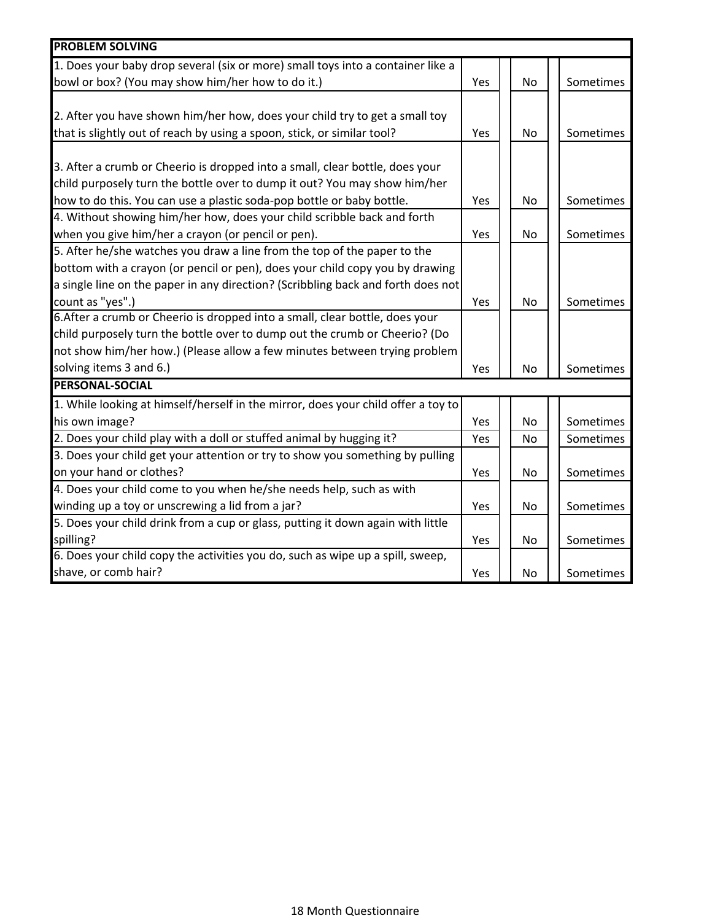| PROBLEM SOLVING | | | |
|---|---|---|---|
| 1. Does your baby drop several (six or more) small toys into a container like a bowl or box? (You may show him/her how to do it.) | Yes | No | Sometimes |
| 2. After you have shown him/her how, does your child try to get a small toy that is slightly out of reach by using a spoon, stick, or similar tool? | Yes | No | Sometimes |
| 3. After a crumb or Cheerio is dropped into a small, clear bottle, does your child purposely turn the bottle over to dump it out? You may show him/her how to do this. You can use a plastic soda-pop bottle or baby bottle. | Yes | No | Sometimes |
| 4. Without showing him/her how, does your child scribble back and forth when you give him/her a crayon (or pencil or pen). | Yes | No | Sometimes |
| 5. After he/she watches you draw a line from the top of the paper to the bottom with a crayon (or pencil or pen), does your child copy you by drawing a single line on the paper in any direction? (Scribbling back and forth does not count as "yes".) | Yes | No | Sometimes |
| 6.After a crumb or Cheerio is dropped into a small, clear bottle, does your child purposely turn the bottle over to dump out the crumb or Cheerio? (Do not show him/her how.) (Please allow a few minutes between trying problem solving items 3 and 6.) | Yes | No | Sometimes |
| **PERSONAL-SOCIAL** | | | |
| 1. While looking at himself/herself in the mirror, does your child offer a toy to his own image? | Yes | No | Sometimes |
| 2. Does your child play with a doll or stuffed animal by hugging it? | Yes | No | Sometimes |
| 3. Does your child get your attention or try to show you something by pulling on your hand or clothes? | Yes | No | Sometimes |
| 4. Does your child come to you when he/she needs help, such as with winding up a toy or unscrewing a lid from a jar? | Yes | No | Sometimes |
| 5. Does your child drink from a cup or glass, putting it down again with little spilling? | Yes | No | Sometimes |
| 6. Does your child copy the activities you do, such as wipe up a spill, sweep, shave, or comb hair? | Yes | No | Sometimes |

18 Month Questionnaire